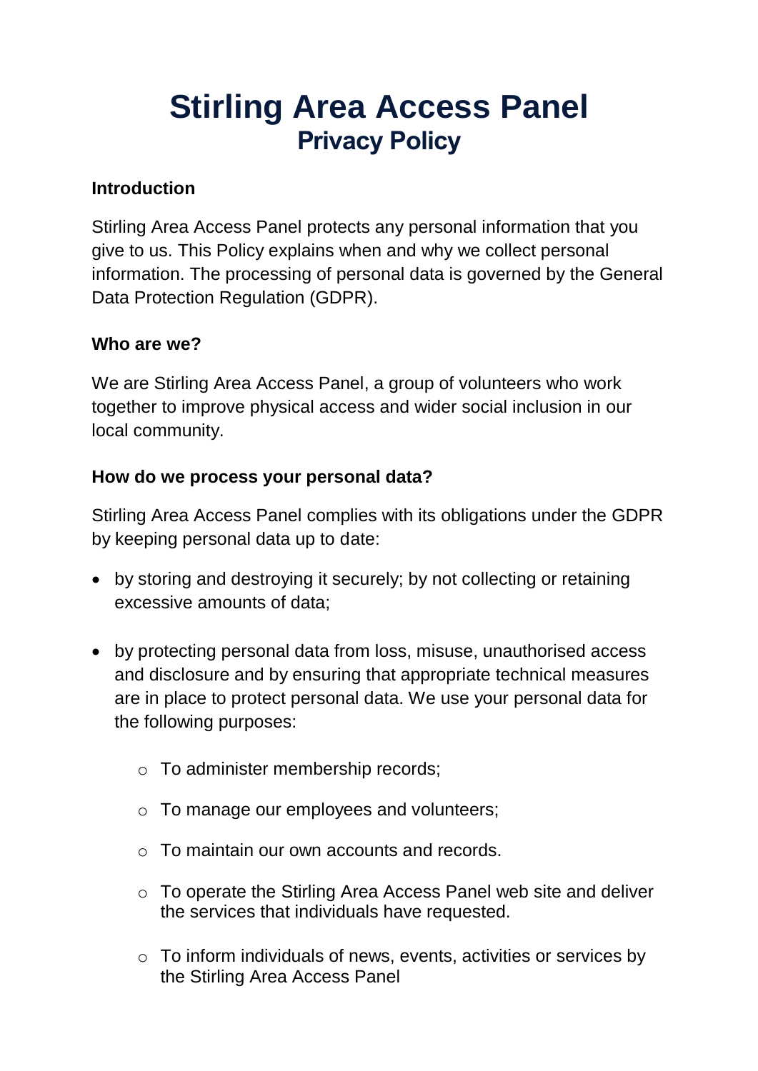# Stirling Area Access Panel

## Privacy Policy

**Introduction**

Stirling Area Access Panel protects any personal information that you give to us. This Policy explains when and why we collect personal information. The processing of personal data is governed by the General Data Protection Regulation (GDPR).

**Who are we?**

We are Stirling Area Access Panel, a group of volunteers who work together to improve physical access and wider social inclusion in our local community.

**How do we process your personal data?**

Stirling Area Access Panel complies with its obligations under the GDPR by keeping personal data up to date:

- by storing and destroying it securely; by not collecting or retaining excessive amounts of data;
- by protecting personal data from loss, misuse, unauthorised access and disclosure and by ensuring that appropriate technical measures are in place to protect personal data. We use your personal data for the following purposes:
  - To administer membership records;
  - To manage our employees and volunteers;
  - To maintain our own accounts and records.
  - To operate the Stirling Area Access Panel web site and deliver the services that individuals have requested.
  - To inform individuals of news, events, activities or services by the Stirling Area Access Panel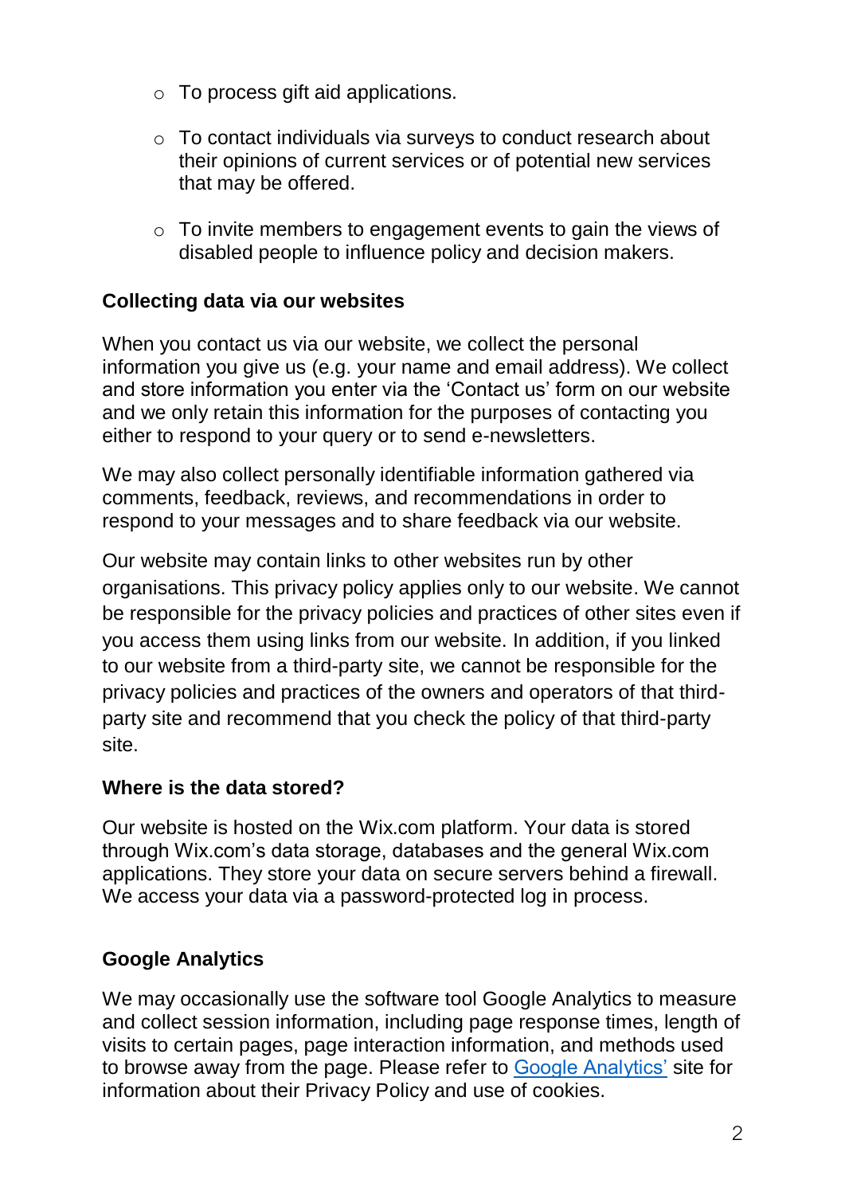- To process gift aid applications.
- To contact individuals via surveys to conduct research about their opinions of current services or of potential new services that may be offered.
- To invite members to engagement events to gain the views of disabled people to influence policy and decision makers.

**Collecting data via our websites**

When you contact us via our website, we collect the personal information you give us (e.g. your name and email address). We collect and store information you enter via the 'Contact us' form on our website and we only retain this information for the purposes of contacting you either to respond to your query or to send e-newsletters.

We may also collect personally identifiable information gathered via comments, feedback, reviews, and recommendations in order to respond to your messages and to share feedback via our website.

Our website may contain links to other websites run by other organisations. This privacy policy applies only to our website. We cannot be responsible for the privacy policies and practices of other sites even if you access them using links from our website. In addition, if you linked to our website from a third-party site, we cannot be responsible for the privacy policies and practices of the owners and operators of that third-party site and recommend that you check the policy of that third-party site.

**Where is the data stored?**

Our website is hosted on the Wix.com platform. Your data is stored through Wix.com's data storage, databases and the general Wix.com applications. They store your data on secure servers behind a firewall. We access your data via a password-protected log in process.

**Google Analytics**

We may occasionally use the software tool Google Analytics to measure and collect session information, including page response times, length of visits to certain pages, page interaction information, and methods used to browse away from the page. Please refer to Google Analytics' site for information about their Privacy Policy and use of cookies.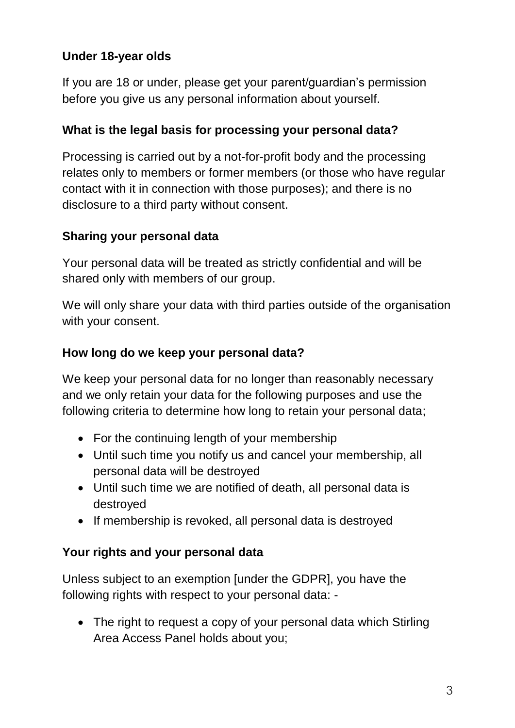**Under 18-year olds**

If you are 18 or under, please get your parent/guardian's permission before you give us any personal information about yourself.

**What is the legal basis for processing your personal data?**

Processing is carried out by a not-for-profit body and the processing relates only to members or former members (or those who have regular contact with it in connection with those purposes); and there is no disclosure to a third party without consent.

**Sharing your personal data**

Your personal data will be treated as strictly confidential and will be shared only with members of our group.

We will only share your data with third parties outside of the organisation with your consent.

**How long do we keep your personal data?**

We keep your personal data for no longer than reasonably necessary and we only retain your data for the following purposes and use the following criteria to determine how long to retain your personal data;

- For the continuing length of your membership
- Until such time you notify us and cancel your membership, all personal data will be destroyed
- Until such time we are notified of death, all personal data is destroyed
- If membership is revoked, all personal data is destroyed

**Your rights and your personal data**

Unless subject to an exemption [under the GDPR], you have the following rights with respect to your personal data: -

- The right to request a copy of your personal data which Stirling Area Access Panel holds about you;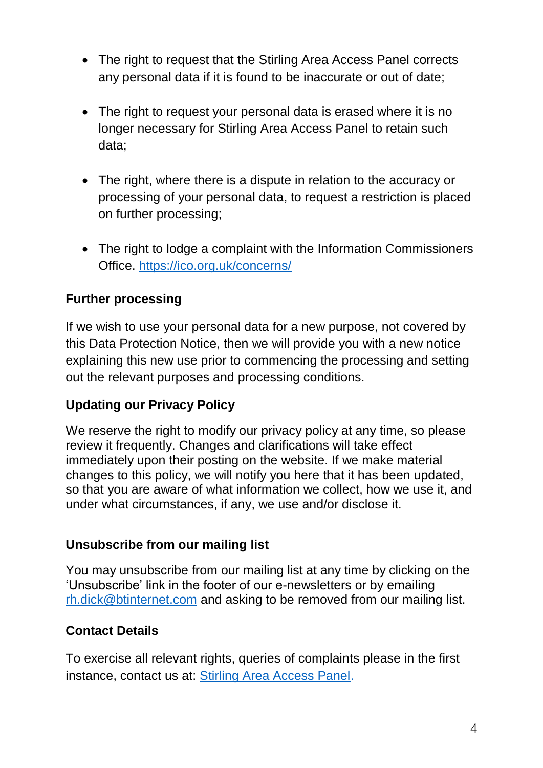- The right to request that the Stirling Area Access Panel corrects any personal data if it is found to be inaccurate or out of date;
- The right to request your personal data is erased where it is no longer necessary for Stirling Area Access Panel to retain such data;
- The right, where there is a dispute in relation to the accuracy or processing of your personal data, to request a restriction is placed on further processing;
- The right to lodge a complaint with the Information Commissioners Office. [https://ico.org.uk/concerns/](https://ico.org.uk/concerns/)

**Further processing**

If we wish to use your personal data for a new purpose, not covered by this Data Protection Notice, then we will provide you with a new notice explaining this new use prior to commencing the processing and setting out the relevant purposes and processing conditions.

**Updating our Privacy Policy**

We reserve the right to modify our privacy policy at any time, so please review it frequently. Changes and clarifications will take effect immediately upon their posting on the website. If we make material changes to this policy, we will notify you here that it has been updated, so that you are aware of what information we collect, how we use it, and under what circumstances, if any, we use and/or disclose it.

**Unsubscribe from our mailing list**

You may unsubscribe from our mailing list at any time by clicking on the 'Unsubscribe' link in the footer of our e-newsletters or by emailing [rh.dick@btinternet.com](mailto:rh.dick@btinternet.com) and asking to be removed from our mailing list.

**Contact Details**

To exercise all relevant rights, queries of complaints please in the first instance, contact us at: Stirling Area Access Panel.